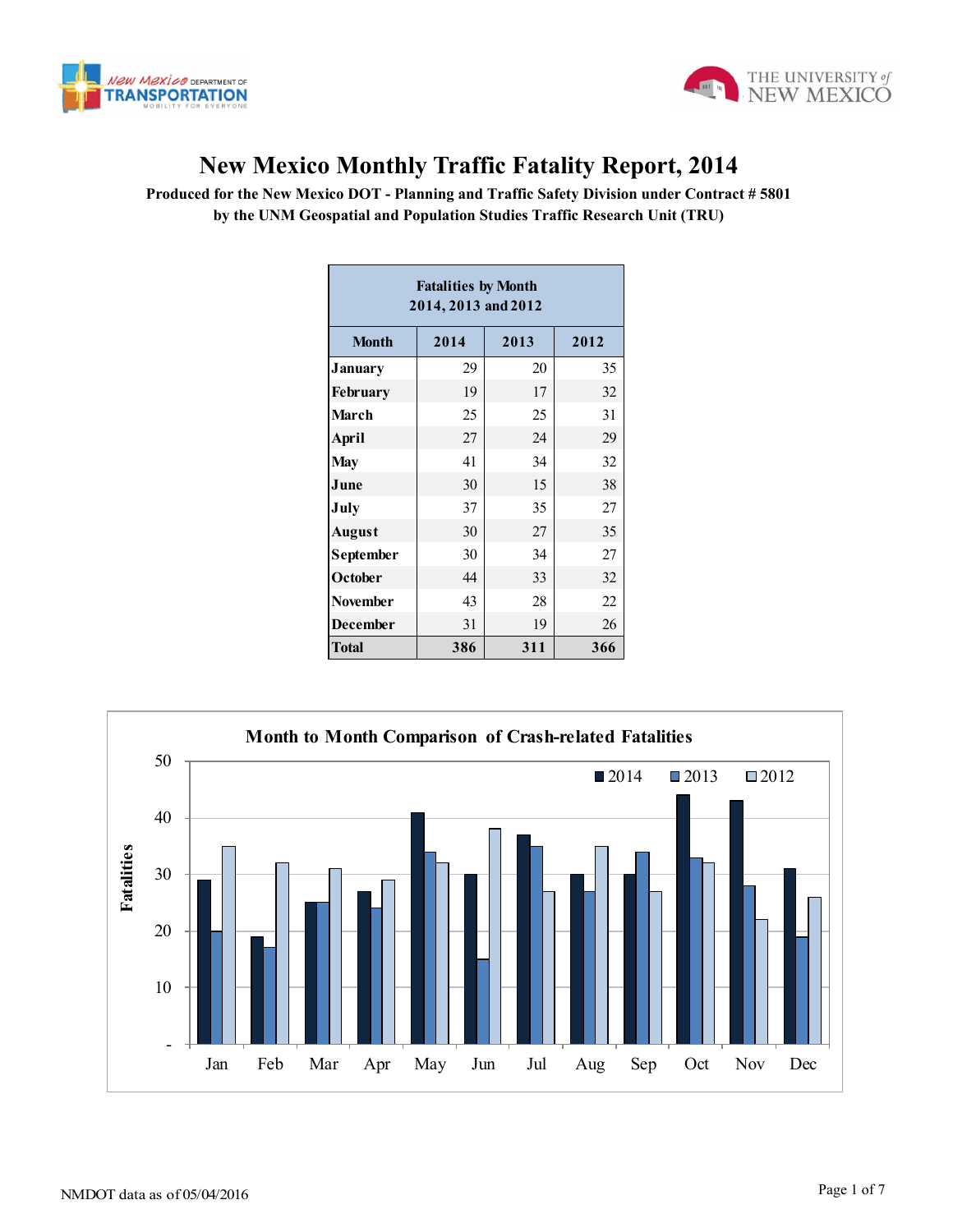# New Mexico Monthly Traffic Fatality Report, 2014

**Produced for the New Mexico DOT - Planning and Traffic Safety Division under Contract # 5801 by the UNM Geospatial and Population Studies Traffic Research Unit (TRU)**

**Fatalities by Month 2014, 2013 and 2012**

| Month | 2014 | 2013 | 2012 |
|---|---|---|---|
| January | 29 | 20 | 35 |
| February | 19 | 17 | 32 |
| March | 25 | 25 | 31 |
| April | 27 | 24 | 29 |
| May | 41 | 34 | 32 |
| June | 30 | 15 | 38 |
| July | 37 | 35 | 27 |
| August | 30 | 27 | 35 |
| September | 30 | 34 | 27 |
| October | 44 | 33 | 32 |
| November | 43 | 28 | 22 |
| December | 31 | 19 | 26 |
| **Total** | **386** | **311** | **366** |

**Month to Month Comparison of Crash-related Fatalities**

| Month | 2014 | 2013 | 2012 |
|---|---|---|---|
| Jan | 29 | 20 | 35 |
| Feb | 19 | 17 | 32 |
| Mar | 25 | 25 | 31 |
| Apr | 27 | 24 | 29 |
| May | 41 | 34 | 32 |
| Jun | 30 | 15 | 38 |
| Jul | 37 | 35 | 27 |
| Aug | 30 | 27 | 35 |
| Sep | 30 | 34 | 27 |
| Oct | 44 | 33 | 32 |
| Nov | 43 | 28 | 22 |
| Dec | 31 | 19 | 26 |

NMDOT data as of 05/04/2016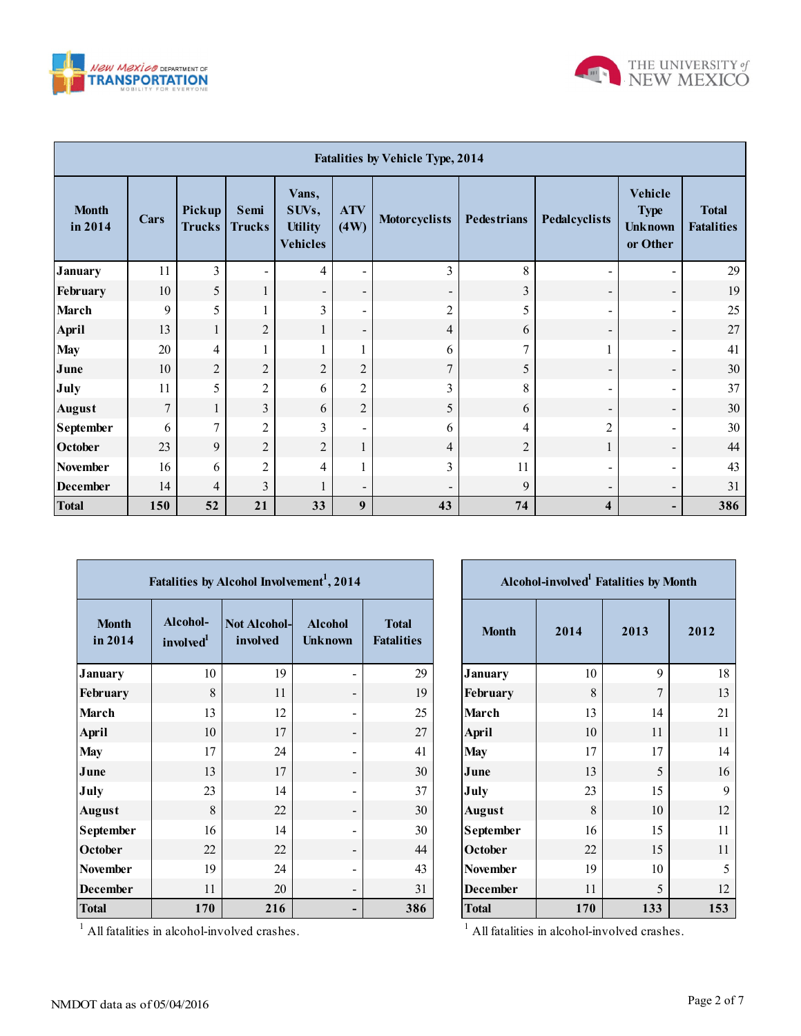| Fatalities by Vehicle Type, 2014 | | | | | | | | | | |
|---|---|---|---|---|---|---|---|---|---|---|
| Month in 2014 | Cars | Pickup Trucks | Semi Trucks | Vans, SUVs, Utility Vehicles | ATV (4W) | Motorcyclists | Pedestrians | Pedalcyclists | Vehicle Type Unknown or Other | Total Fatalities |
| January | 11 | 3 | - | 4 | - | 3 | 8 | - | - | 29 |
| February | 10 | 5 | 1 | - | - | - | 3 | - | - | 19 |
| March | 9 | 5 | 1 | 3 | - | 2 | 5 | - | - | 25 |
| April | 13 | 1 | 2 | 1 | - | 4 | 6 | - | - | 27 |
| May | 20 | 4 | 1 | 1 | 1 | 6 | 7 | 1 | - | 41 |
| June | 10 | 2 | 2 | 2 | 2 | 7 | 5 | - | - | 30 |
| July | 11 | 5 | 2 | 6 | 2 | 3 | 8 | - | - | 37 |
| August | 7 | 1 | 3 | 6 | 2 | 5 | 6 | - | - | 30 |
| September | 6 | 7 | 2 | 3 | - | 6 | 4 | 2 | - | 30 |
| October | 23 | 9 | 2 | 2 | 1 | 4 | 2 | 1 | - | 44 |
| November | 16 | 6 | 2 | 4 | 1 | 3 | 11 | - | - | 43 |
| December | 14 | 4 | 3 | 1 | - | - | 9 | - | - | 31 |
| **Total** | **150** | **52** | **21** | **33** | **9** | **43** | **74** | **4** | **-** | **386** |

| Fatalities by Alcohol Involvement[1], 2014 | | | | |
|---|---|---|---|---|
| Month in 2014 | Alcohol-involved[1] | Not Alcohol-involved | Alcohol Unknown | Total Fatalities |
| January | 10 | 19 | - | 29 |
| February | 8 | 11 | - | 19 |
| March | 13 | 12 | - | 25 |
| April | 10 | 17 | - | 27 |
| May | 17 | 24 | - | 41 |
| June | 13 | 17 | - | 30 |
| July | 23 | 14 | - | 37 |
| August | 8 | 22 | - | 30 |
| September | 16 | 14 | - | 30 |
| October | 22 | 22 | - | 44 |
| November | 19 | 24 | - | 43 |
| December | 11 | 20 | - | 31 |
| **Total** | **170** | **216** | **-** | **386** |

[1] All fatalities in alcohol-involved crashes.

| Alcohol-involved[1] Fatalities by Month | | | |
|---|---|---|---|
| Month | 2014 | 2013 | 2012 |
| January | 10 | 9 | 18 |
| February | 8 | 7 | 13 |
| March | 13 | 14 | 21 |
| April | 10 | 11 | 11 |
| May | 17 | 17 | 14 |
| June | 13 | 5 | 16 |
| July | 23 | 15 | 9 |
| August | 8 | 10 | 12 |
| September | 16 | 15 | 11 |
| October | 22 | 15 | 11 |
| November | 19 | 10 | 5 |
| December | 11 | 5 | 12 |
| **Total** | **170** | **133** | **153** |

[1] All fatalities in alcohol-involved crashes.

NMDOT data as of 05/04/2016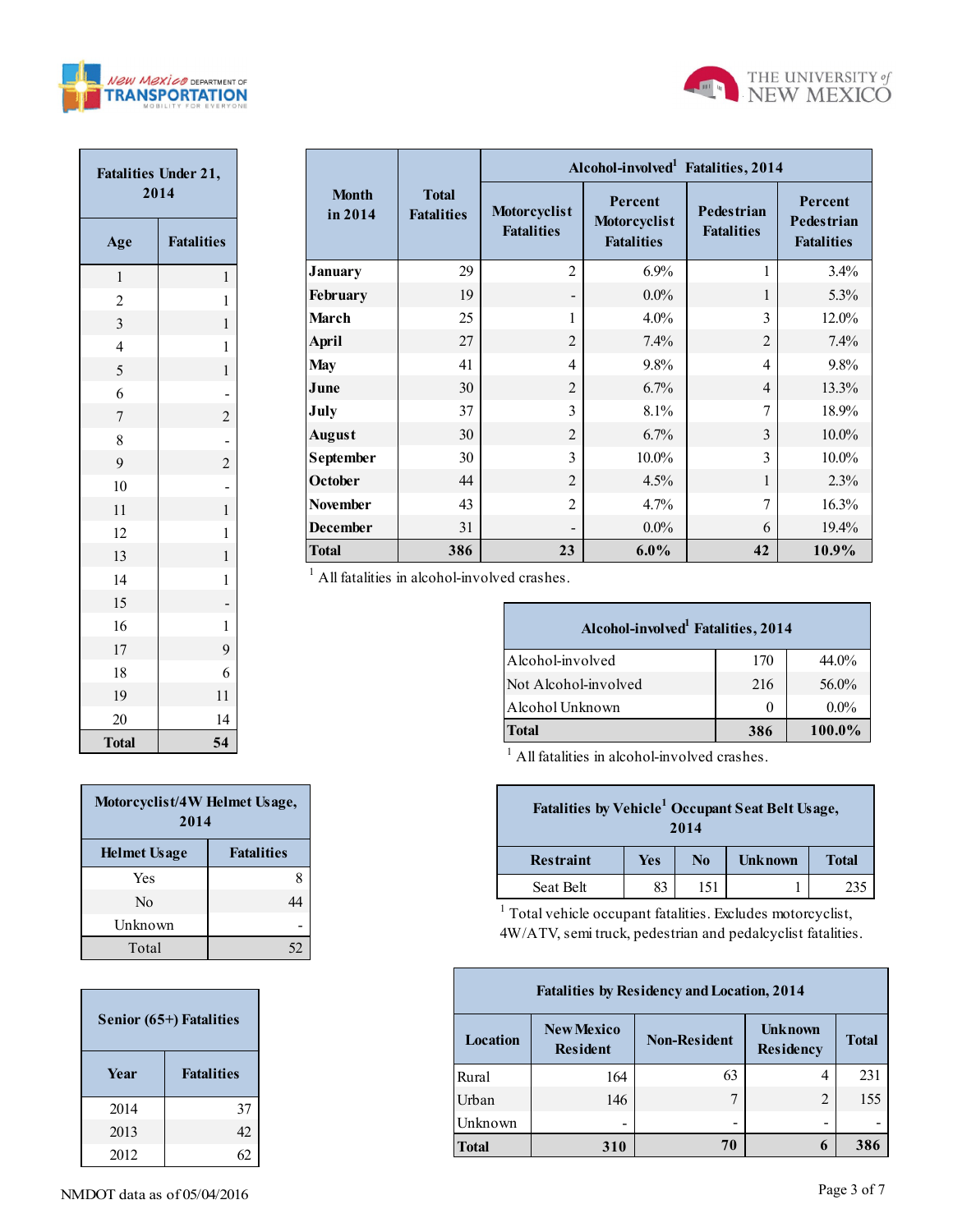| Fatalities Under 21, 2014 | |
|---|---|
| Age | Fatalities |
| 1 | 1 |
| 2 | 1 |
| 3 | 1 |
| 4 | 1 |
| 5 | 1 |
| 6 | - |
| 7 | 2 |
| 8 | - |
| 9 | 2 |
| 10 | - |
| 11 | 1 |
| 12 | 1 |
| 13 | 1 |
| 14 | 1 |
| 15 | - |
| 16 | 1 |
| 17 | 9 |
| 18 | 6 |
| 19 | 11 |
| 20 | 14 |
| **Total** | **54** |

| Month in 2014 | Total Fatalities | Alcohol-involved[1] Fatalities, 2014 | | | |
|---|---|---|---|---|---|
| | | Motorcyclist Fatalities | Percent Motorcyclist Fatalities | Pedestrian Fatalities | Percent Pedestrian Fatalities |
| January | 29 | 2 | 6.9% | 1 | 3.4% |
| February | 19 | - | 0.0% | 1 | 5.3% |
| March | 25 | 1 | 4.0% | 3 | 12.0% |
| April | 27 | 2 | 7.4% | 2 | 7.4% |
| May | 41 | 4 | 9.8% | 4 | 9.8% |
| June | 30 | 2 | 6.7% | 4 | 13.3% |
| July | 37 | 3 | 8.1% | 7 | 18.9% |
| August | 30 | 2 | 6.7% | 3 | 10.0% |
| September | 30 | 3 | 10.0% | 3 | 10.0% |
| October | 44 | 2 | 4.5% | 1 | 2.3% |
| November | 43 | 2 | 4.7% | 7 | 16.3% |
| December | 31 | - | 0.0% | 6 | 19.4% |
| **Total** | **386** | **23** | **6.0%** | **42** | **10.9%** |

[1] All fatalities in alcohol-involved crashes.

| Alcohol-involved[1] Fatalities, 2014 | | |
|---|---|---|
| Alcohol-involved | 170 | 44.0% |
| Not Alcohol-involved | 216 | 56.0% |
| Alcohol Unknown | 0 | 0.0% |
| **Total** | **386** | **100.0%** |

[1] All fatalities in alcohol-involved crashes.

| Motorcyclist/4W Helmet Usage, 2014 | |
|---|---|
| Helmet Usage | Fatalities |
| Yes | 8 |
| No | 44 |
| Unknown | - |
| Total | 52 |

| Fatalities by Vehicle[1] Occupant Seat Belt Usage, 2014 | | | | |
|---|---|---|---|---|
| Restraint | Yes | No | Unknown | Total |
| Seat Belt | 83 | 151 | 1 | 235 |

[1] Total vehicle occupant fatalities. Excludes motorcyclist, 4W/ATV, semi truck, pedestrian and pedalcyclist fatalities.

| Senior (65+) Fatalities | |
|---|---|
| Year | Fatalities |
| 2014 | 37 |
| 2013 | 42 |
| 2012 | 62 |

| Fatalities by Residency and Location, 2014 | | | | |
|---|---|---|---|---|
| Location | New Mexico Resident | Non-Resident | Unknown Residency | Total |
| Rural | 164 | 63 | 4 | 231 |
| Urban | 146 | 7 | 2 | 155 |
| Unknown | - | - | - | - |
| **Total** | **310** | **70** | **6** | **386** |

NMDOT data as of 05/04/2016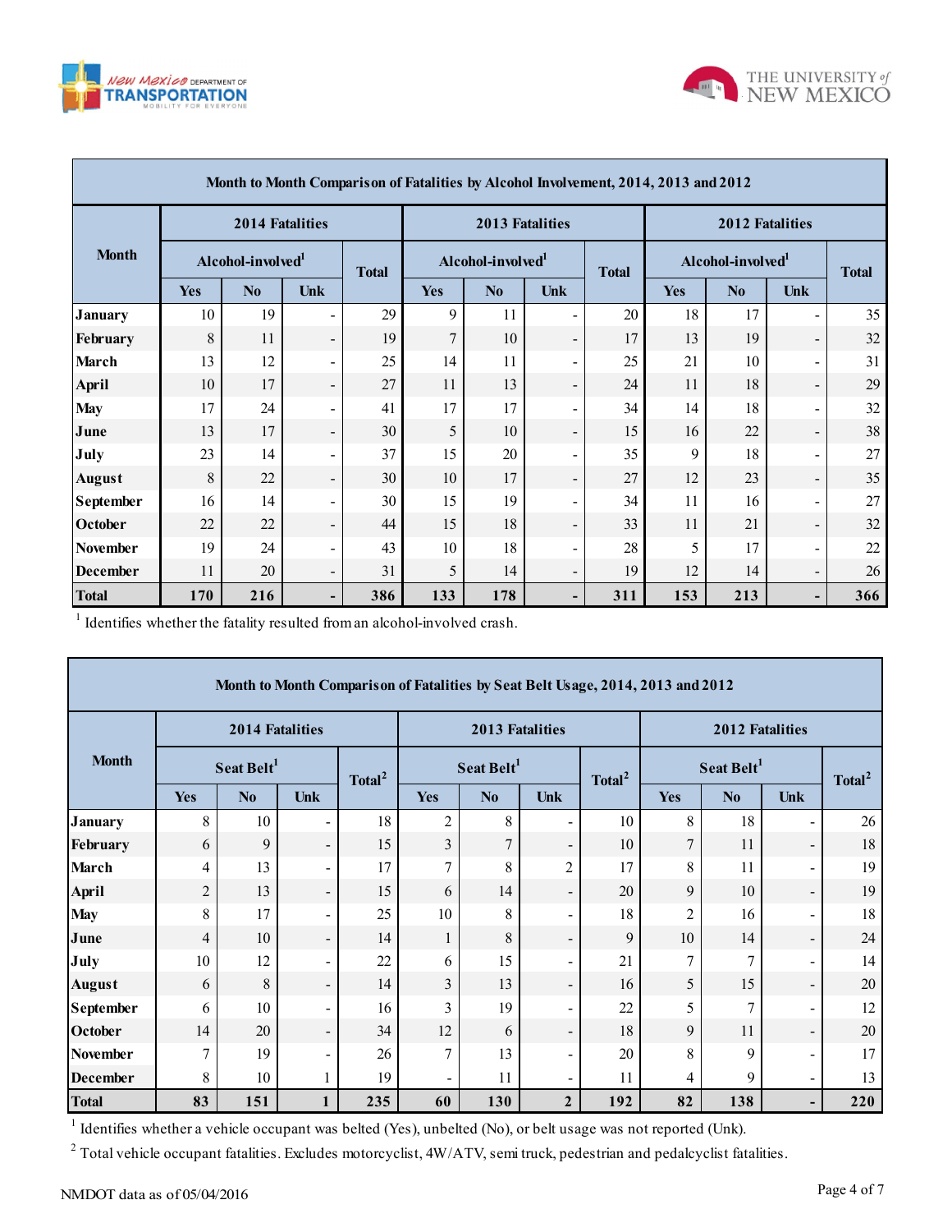| Month to Month Comparison of Fatalities by Alcohol Involvement, 2014, 2013 and 2012 | | | | | | | | | | | | |
|---|---|---|---|---|---|---|---|---|---|---|---|---|
| Month | 2014 Fatalities | | | | 2013 Fatalities | | | | 2012 Fatalities | | | |
| | Alcohol-involved[1] | | | Total | Alcohol-involved[1] | | | Total | Alcohol-involved[1] | | | Total |
| | Yes | No | Unk | | Yes | No | Unk | | Yes | No | Unk | |
| January | 10 | 19 | - | 29 | 9 | 11 | - | 20 | 18 | 17 | - | 35 |
| February | 8 | 11 | - | 19 | 7 | 10 | - | 17 | 13 | 19 | - | 32 |
| March | 13 | 12 | - | 25 | 14 | 11 | - | 25 | 21 | 10 | - | 31 |
| April | 10 | 17 | - | 27 | 11 | 13 | - | 24 | 11 | 18 | - | 29 |
| May | 17 | 24 | - | 41 | 17 | 17 | - | 34 | 14 | 18 | - | 32 |
| June | 13 | 17 | - | 30 | 5 | 10 | - | 15 | 16 | 22 | - | 38 |
| July | 23 | 14 | - | 37 | 15 | 20 | - | 35 | 9 | 18 | - | 27 |
| August | 8 | 22 | - | 30 | 10 | 17 | - | 27 | 12 | 23 | - | 35 |
| September | 16 | 14 | - | 30 | 15 | 19 | - | 34 | 11 | 16 | - | 27 |
| October | 22 | 22 | - | 44 | 15 | 18 | - | 33 | 11 | 21 | - | 32 |
| November | 19 | 24 | - | 43 | 10 | 18 | - | 28 | 5 | 17 | - | 22 |
| December | 11 | 20 | - | 31 | 5 | 14 | - | 19 | 12 | 14 | - | 26 |
| **Total** | **170** | **216** | **-** | **386** | **133** | **178** | **-** | **311** | **153** | **213** | **-** | **366** |

[1] Identifies whether the fatality resulted from an alcohol-involved crash.

| Month to Month Comparison of Fatalities by Seat Belt Usage, 2014, 2013 and 2012 | | | | | | | | | | | | |
|---|---|---|---|---|---|---|---|---|---|---|---|---|
| Month | 2014 Fatalities | | | | 2013 Fatalities | | | | 2012 Fatalities | | | |
| | Seat Belt[1] | | | Total[2] | Seat Belt[1] | | | Total[2] | Seat Belt[1] | | | Total[2] |
| | Yes | No | Unk | | Yes | No | Unk | | Yes | No | Unk | |
| January | 8 | 10 | - | 18 | 2 | 8 | - | 10 | 8 | 18 | - | 26 |
| February | 6 | 9 | - | 15 | 3 | 7 | - | 10 | 7 | 11 | - | 18 |
| March | 4 | 13 | - | 17 | 7 | 8 | 2 | 17 | 8 | 11 | - | 19 |
| April | 2 | 13 | - | 15 | 6 | 14 | - | 20 | 9 | 10 | - | 19 |
| May | 8 | 17 | - | 25 | 10 | 8 | - | 18 | 2 | 16 | - | 18 |
| June | 4 | 10 | - | 14 | 1 | 8 | - | 9 | 10 | 14 | - | 24 |
| July | 10 | 12 | - | 22 | 6 | 15 | - | 21 | 7 | 7 | - | 14 |
| August | 6 | 8 | - | 14 | 3 | 13 | - | 16 | 5 | 15 | - | 20 |
| September | 6 | 10 | - | 16 | 3 | 19 | - | 22 | 5 | 7 | - | 12 |
| October | 14 | 20 | - | 34 | 12 | 6 | - | 18 | 9 | 11 | - | 20 |
| November | 7 | 19 | - | 26 | 7 | 13 | - | 20 | 8 | 9 | - | 17 |
| December | 8 | 10 | 1 | 19 | - | 11 | - | 11 | 4 | 9 | - | 13 |
| **Total** | **83** | **151** | **1** | **235** | **60** | **130** | **2** | **192** | **82** | **138** | **-** | **220** |

[1] Identifies whether a vehicle occupant was belted (Yes), unbelted (No), or belt usage was not reported (Unk).

[2] Total vehicle occupant fatalities. Excludes motorcyclist, 4W/ATV, semi truck, pedestrian and pedalcyclist fatalities.

NMDOT data as of 05/04/2016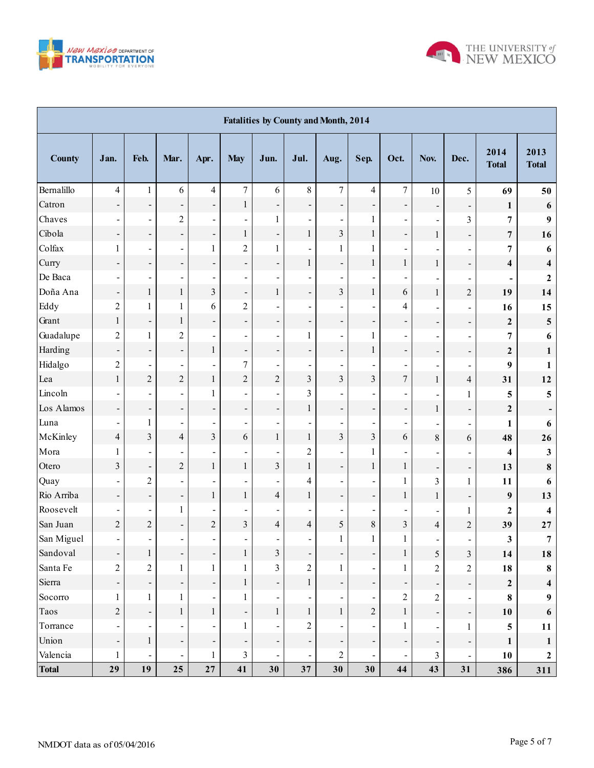| Fatalities by County and Month, 2014 | | | | | | | | | | | | | | |
|---|---|---|---|---|---|---|---|---|---|---|---|---|---|---|
| County | Jan. | Feb. | Mar. | Apr. | May | Jun. | Jul. | Aug. | Sep. | Oct. | Nov. | Dec. | 2014 Total | 2013 Total |
| Bernalillo | 4 | 1 | 6 | 4 | 7 | 6 | 8 | 7 | 4 | 7 | 10 | 5 | **69** | **50** |
| Catron | - | - | - | - | 1 | - | - | - | - | - | - | - | **1** | **6** |
| Chaves | - | - | 2 | - | - | 1 | - | - | 1 | - | - | 3 | **7** | **9** |
| Cibola | - | - | - | - | 1 | - | 1 | 3 | 1 | - | 1 | - | **7** | **16** |
| Colfax | 1 | - | - | 1 | 2 | 1 | - | 1 | 1 | - | - | - | **7** | **6** |
| Curry | - | - | - | - | - | - | 1 | - | 1 | 1 | 1 | - | **4** | **4** |
| De Baca | - | - | - | - | - | - | - | - | - | - | - | - | **-** | **2** |
| Doña Ana | - | 1 | 1 | 3 | - | 1 | - | 3 | 1 | 6 | 1 | 2 | **19** | **14** |
| Eddy | 2 | 1 | 1 | 6 | 2 | - | - | - | - | 4 | - | - | **16** | **15** |
| Grant | 1 | - | 1 | - | - | - | - | - | - | - | - | - | **2** | **5** |
| Guadalupe | 2 | 1 | 2 | - | - | - | 1 | - | 1 | - | - | - | **7** | **6** |
| Harding | - | - | - | 1 | - | - | - | - | 1 | - | - | - | **2** | **1** |
| Hidalgo | 2 | - | - | - | 7 | - | - | - | - | - | - | - | **9** | **1** |
| Lea | 1 | 2 | 2 | 1 | 2 | 2 | 3 | 3 | 3 | 7 | 1 | 4 | **31** | **12** |
| Lincoln | - | - | - | 1 | - | - | 3 | - | - | - | - | 1 | **5** | **5** |
| Los Alamos | - | - | - | - | - | - | 1 | - | - | - | 1 | - | **2** | **-** |
| Luna | - | 1 | - | - | - | - | - | - | - | - | - | - | **1** | **6** |
| McKinley | 4 | 3 | 4 | 3 | 6 | 1 | 1 | 3 | 3 | 6 | 8 | 6 | **48** | **26** |
| Mora | 1 | - | - | - | - | - | 2 | - | 1 | - | - | - | **4** | **3** |
| Otero | 3 | - | 2 | 1 | 1 | 3 | 1 | - | 1 | 1 | - | - | **13** | **8** |
| Quay | - | 2 | - | - | - | - | 4 | - | - | 1 | 3 | 1 | **11** | **6** |
| Rio Arriba | - | - | - | 1 | 1 | 4 | 1 | - | - | 1 | 1 | - | **9** | **13** |
| Roosevelt | - | - | 1 | - | - | - | - | - | - | - | - | 1 | **2** | **4** |
| San Juan | 2 | 2 | - | 2 | 3 | 4 | 4 | 5 | 8 | 3 | 4 | 2 | **39** | **27** |
| San Miguel | - | - | - | - | - | - | - | 1 | 1 | 1 | - | - | **3** | **7** |
| Sandoval | - | 1 | - | - | 1 | 3 | - | - | - | 1 | 5 | 3 | **14** | **18** |
| Santa Fe | 2 | 2 | 1 | 1 | 1 | 3 | 2 | 1 | - | 1 | 2 | 2 | **18** | **8** |
| Sierra | - | - | - | - | 1 | - | 1 | - | - | - | - | - | **2** | **4** |
| Socorro | 1 | 1 | 1 | - | 1 | - | - | - | - | 2 | 2 | - | **8** | **9** |
| Taos | 2 | - | 1 | 1 | - | 1 | 1 | 1 | 2 | 1 | - | - | **10** | **6** |
| Torrance | - | - | - | - | 1 | - | 2 | - | - | 1 | - | 1 | **5** | **11** |
| Union | - | 1 | - | - | - | - | - | - | - | - | - | - | **1** | **1** |
| Valencia | 1 | - | - | 1 | 3 | - | - | 2 | - | - | 3 | - | **10** | **2** |
| **Total** | **29** | **19** | **25** | **27** | **41** | **30** | **37** | **30** | **30** | **44** | **43** | **31** | **386** | **311** |

NMDOT data as of 05/04/2016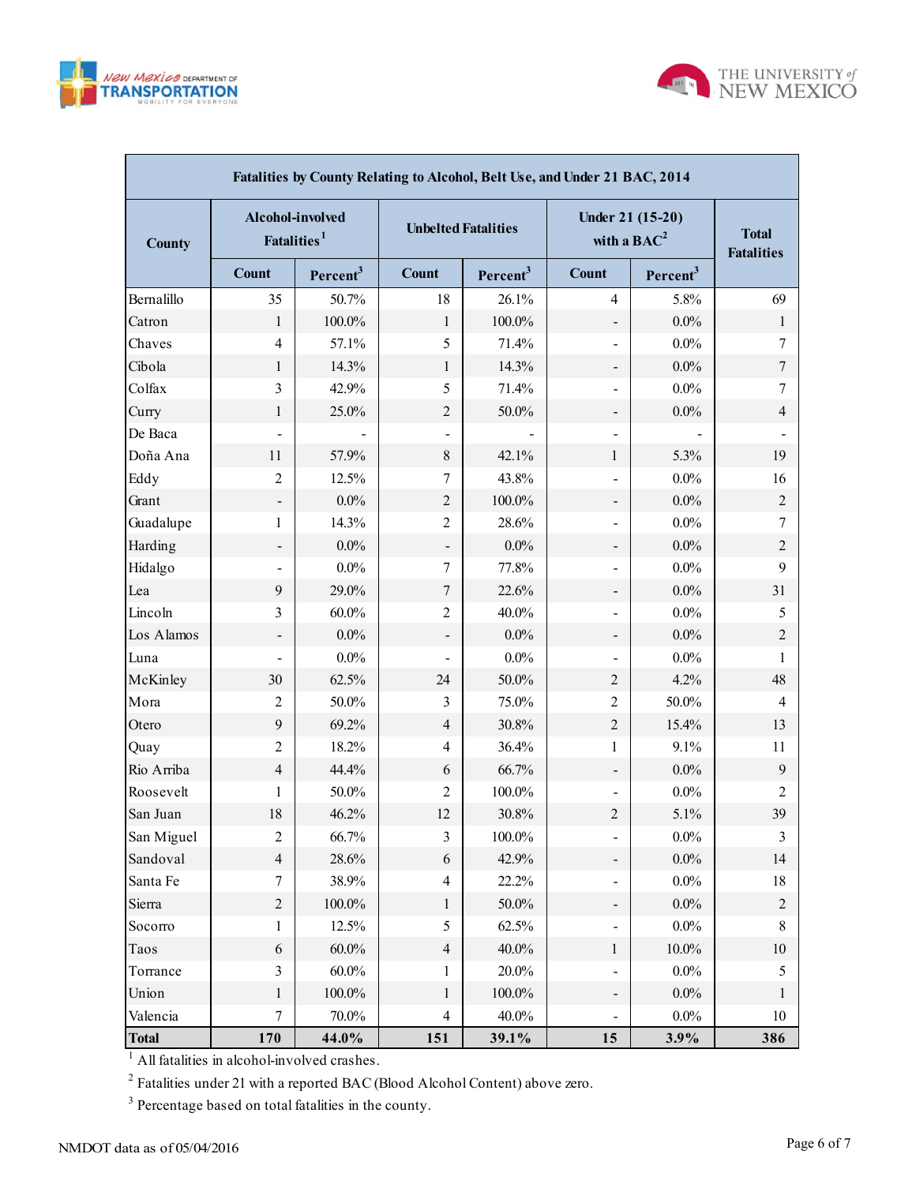| Fatalities by County Relating to Alcohol, Belt Use, and Under 21 BAC, 2014 | | | | | | | |
|---|---|---|---|---|---|---|---|
| County | Alcohol-involved Fatalities[1] | | Unbelted Fatalities | | Under 21 (15-20) with a BAC[2] | | Total Fatalities |
| | Count | Percent[3] | Count | Percent[3] | Count | Percent[3] | |
| Bernalillo | 35 | 50.7% | 18 | 26.1% | 4 | 5.8% | 69 |
| Catron | 1 | 100.0% | 1 | 100.0% | - | 0.0% | 1 |
| Chaves | 4 | 57.1% | 5 | 71.4% | - | 0.0% | 7 |
| Cibola | 1 | 14.3% | 1 | 14.3% | - | 0.0% | 7 |
| Colfax | 3 | 42.9% | 5 | 71.4% | - | 0.0% | 7 |
| Curry | 1 | 25.0% | 2 | 50.0% | - | 0.0% | 4 |
| De Baca | - | - | - | - | - | - | - |
| Doña Ana | 11 | 57.9% | 8 | 42.1% | 1 | 5.3% | 19 |
| Eddy | 2 | 12.5% | 7 | 43.8% | - | 0.0% | 16 |
| Grant | - | 0.0% | 2 | 100.0% | - | 0.0% | 2 |
| Guadalupe | 1 | 14.3% | 2 | 28.6% | - | 0.0% | 7 |
| Harding | - | 0.0% | - | 0.0% | - | 0.0% | 2 |
| Hidalgo | - | 0.0% | 7 | 77.8% | - | 0.0% | 9 |
| Lea | 9 | 29.0% | 7 | 22.6% | - | 0.0% | 31 |
| Lincoln | 3 | 60.0% | 2 | 40.0% | - | 0.0% | 5 |
| Los Alamos | - | 0.0% | - | 0.0% | - | 0.0% | 2 |
| Luna | - | 0.0% | - | 0.0% | - | 0.0% | 1 |
| McKinley | 30 | 62.5% | 24 | 50.0% | 2 | 4.2% | 48 |
| Mora | 2 | 50.0% | 3 | 75.0% | 2 | 50.0% | 4 |
| Otero | 9 | 69.2% | 4 | 30.8% | 2 | 15.4% | 13 |
| Quay | 2 | 18.2% | 4 | 36.4% | 1 | 9.1% | 11 |
| Rio Arriba | 4 | 44.4% | 6 | 66.7% | - | 0.0% | 9 |
| Roosevelt | 1 | 50.0% | 2 | 100.0% | - | 0.0% | 2 |
| San Juan | 18 | 46.2% | 12 | 30.8% | 2 | 5.1% | 39 |
| San Miguel | 2 | 66.7% | 3 | 100.0% | - | 0.0% | 3 |
| Sandoval | 4 | 28.6% | 6 | 42.9% | - | 0.0% | 14 |
| Santa Fe | 7 | 38.9% | 4 | 22.2% | - | 0.0% | 18 |
| Sierra | 2 | 100.0% | 1 | 50.0% | - | 0.0% | 2 |
| Socorro | 1 | 12.5% | 5 | 62.5% | - | 0.0% | 8 |
| Taos | 6 | 60.0% | 4 | 40.0% | 1 | 10.0% | 10 |
| Torrance | 3 | 60.0% | 1 | 20.0% | - | 0.0% | 5 |
| Union | 1 | 100.0% | 1 | 100.0% | - | 0.0% | 1 |
| Valencia | 7 | 70.0% | 4 | 40.0% | - | 0.0% | 10 |
| **Total** | **170** | **44.0%** | **151** | **39.1%** | **15** | **3.9%** | **386** |

[1] All fatalities in alcohol-involved crashes.

[2] Fatalities under 21 with a reported BAC (Blood Alcohol Content) above zero.

[3] Percentage based on total fatalities in the county.

NMDOT data as of 05/04/2016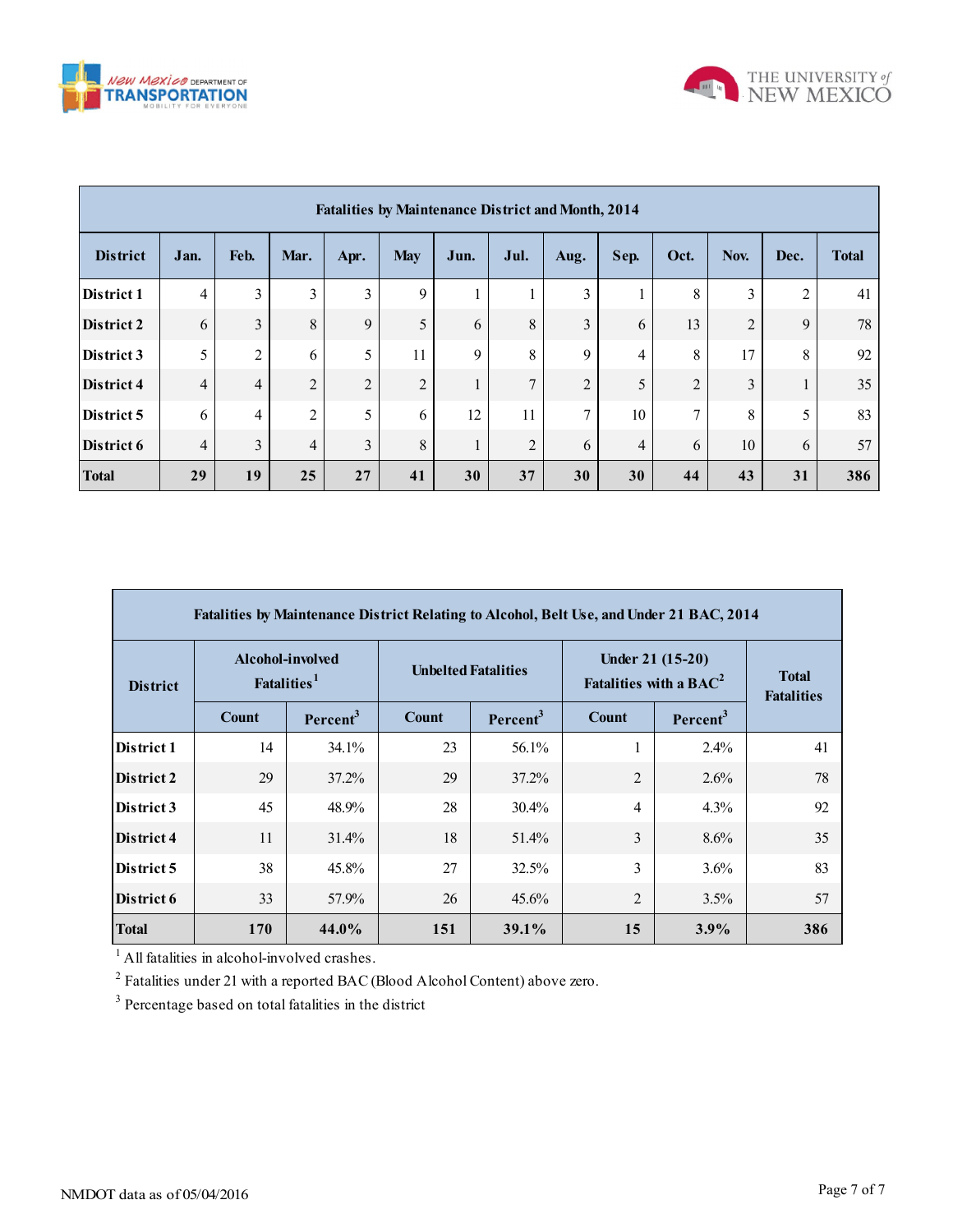| Fatalities by Maintenance District and Month, 2014 | | | | | | | | | | | | | |
|---|---|---|---|---|---|---|---|---|---|---|---|---|---|
| **District** | **Jan.** | **Feb.** | **Mar.** | **Apr.** | **May** | **Jun.** | **Jul.** | **Aug.** | **Sep.** | **Oct.** | **Nov.** | **Dec.** | **Total** |
| **District 1** | 4 | 3 | 3 | 3 | 9 | 1 | 1 | 3 | 1 | 8 | 3 | 2 | 41 |
| **District 2** | 6 | 3 | 8 | 9 | 5 | 6 | 8 | 3 | 6 | 13 | 2 | 9 | 78 |
| **District 3** | 5 | 2 | 6 | 5 | 11 | 9 | 8 | 9 | 4 | 8 | 17 | 8 | 92 |
| **District 4** | 4 | 4 | 2 | 2 | 2 | 1 | 7 | 2 | 5 | 2 | 3 | 1 | 35 |
| **District 5** | 6 | 4 | 2 | 5 | 6 | 12 | 11 | 7 | 10 | 7 | 8 | 5 | 83 |
| **District 6** | 4 | 3 | 4 | 3 | 8 | 1 | 2 | 6 | 4 | 6 | 10 | 6 | 57 |
| **Total** | **29** | **19** | **25** | **27** | **41** | **30** | **37** | **30** | **30** | **44** | **43** | **31** | **386** |

| Fatalities by Maintenance District Relating to Alcohol, Belt Use, and Under 21 BAC, 2014 | | | | | | | |
|---|---|---|---|---|---|---|---|
| **District** | **Alcohol-involved Fatalities**[1] | | **Unbelted Fatalities** | | **Under 21 (15-20) Fatalities with a BAC**[2] | | **Total Fatalities** |
| | **Count** | **Percent**[3] | **Count** | **Percent**[3] | **Count** | **Percent**[3] | |
| **District 1** | 14 | 34.1% | 23 | 56.1% | 1 | 2.4% | 41 |
| **District 2** | 29 | 37.2% | 29 | 37.2% | 2 | 2.6% | 78 |
| **District 3** | 45 | 48.9% | 28 | 30.4% | 4 | 4.3% | 92 |
| **District 4** | 11 | 31.4% | 18 | 51.4% | 3 | 8.6% | 35 |
| **District 5** | 38 | 45.8% | 27 | 32.5% | 3 | 3.6% | 83 |
| **District 6** | 33 | 57.9% | 26 | 45.6% | 2 | 3.5% | 57 |
| **Total** | **170** | **44.0%** | **151** | **39.1%** | **15** | **3.9%** | **386** |

[1] All fatalities in alcohol-involved crashes.

[2] Fatalities under 21 with a reported BAC (Blood Alcohol Content) above zero.

[3] Percentage based on total fatalities in the district

NMDOT data as of 05/04/2016